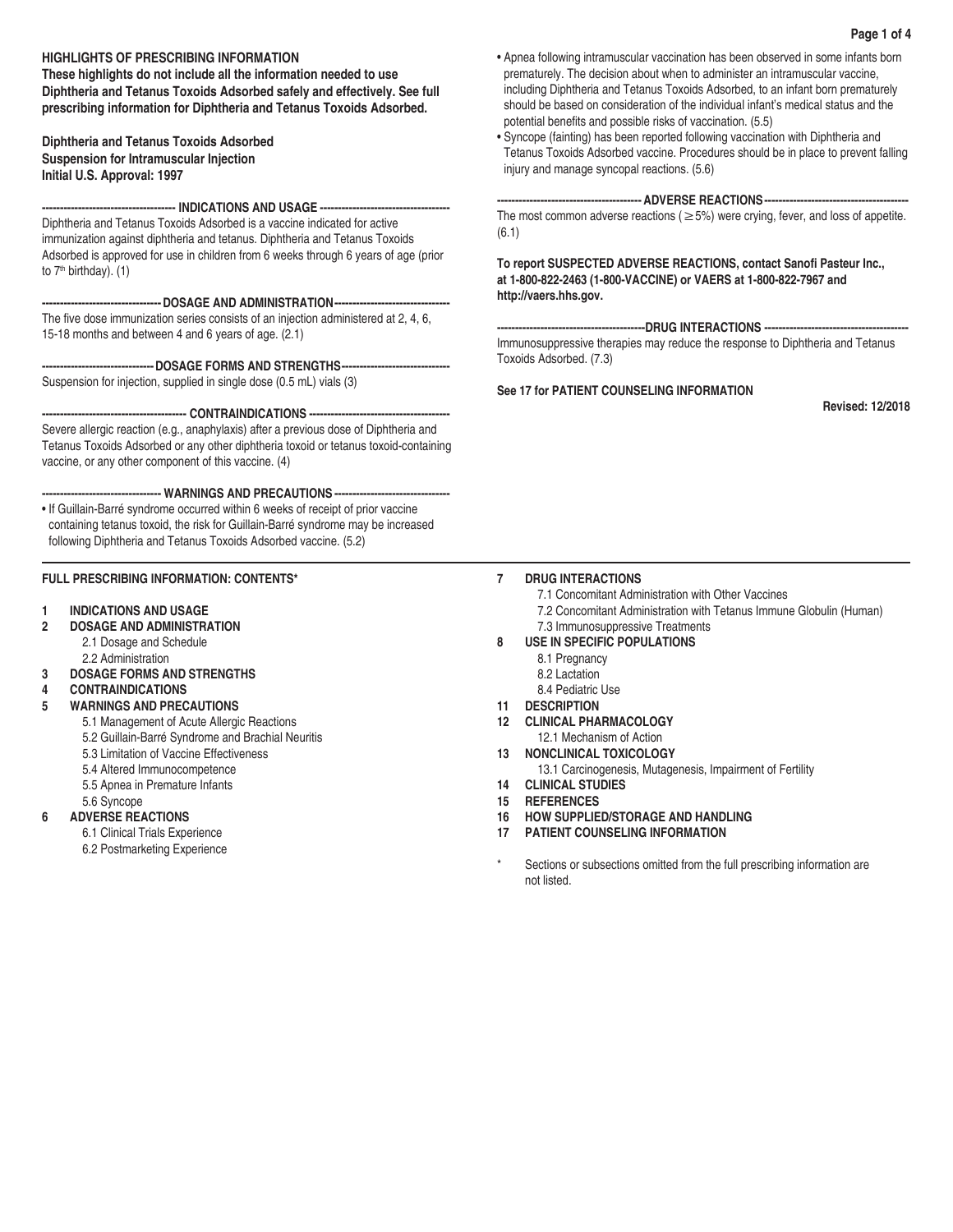## HIGHLIGHTS OF PRESCRIBING INFORMATION

**These highlights do not include all the information needed to use Diphtheria and Tetanus Toxoids Adsorbed safely and effectively. See full prescribing information for Diphtheria and Tetanus Toxoids Adsorbed.**

**Diphtheria and Tetanus Toxoids Adsorbed**
**Suspension for Intramuscular Injection**
**Initial U.S. Approval: 1997**

### INDICATIONS AND USAGE

Diphtheria and Tetanus Toxoids Adsorbed is a vaccine indicated for active immunization against diphtheria and tetanus. Diphtheria and Tetanus Toxoids Adsorbed is approved for use in children from 6 weeks through 6 years of age (prior to 7th birthday). (1)

### DOSAGE AND ADMINISTRATION

The five dose immunization series consists of an injection administered at 2, 4, 6, 15-18 months and between 4 and 6 years of age. (2.1)

### DOSAGE FORMS AND STRENGTHS

Suspension for injection, supplied in single dose (0.5 mL) vials (3)

### CONTRAINDICATIONS

Severe allergic reaction (e.g., anaphylaxis) after a previous dose of Diphtheria and Tetanus Toxoids Adsorbed or any other diphtheria toxoid or tetanus toxoid-containing vaccine, or any other component of this vaccine. (4)

### WARNINGS AND PRECAUTIONS

- If Guillain-Barré syndrome occurred within 6 weeks of receipt of prior vaccine containing tetanus toxoid, the risk for Guillain-Barré syndrome may be increased following Diphtheria and Tetanus Toxoids Adsorbed vaccine. (5.2)
- Apnea following intramuscular vaccination has been observed in some infants born prematurely. The decision about when to administer an intramuscular vaccine, including Diphtheria and Tetanus Toxoids Adsorbed, to an infant born prematurely should be based on consideration of the individual infant's medical status and the potential benefits and possible risks of vaccination. (5.5)
- Syncope (fainting) has been reported following vaccination with Diphtheria and Tetanus Toxoids Adsorbed vaccine. Procedures should be in place to prevent falling injury and manage syncopal reactions. (5.6)

### ADVERSE REACTIONS

The most common adverse reactions (≥5%) were crying, fever, and loss of appetite. (6.1)

**To report SUSPECTED ADVERSE REACTIONS, contact Sanofi Pasteur Inc., at 1-800-822-2463 (1-800-VACCINE) or VAERS at 1-800-822-7967 and http://vaers.hhs.gov.**

### DRUG INTERACTIONS

Immunosuppressive therapies may reduce the response to Diphtheria and Tetanus Toxoids Adsorbed. (7.3)

**See 17 for PATIENT COUNSELING INFORMATION**

**Revised: 12/2018**

---

## FULL PRESCRIBING INFORMATION: CONTENTS*

**1 INDICATIONS AND USAGE**
**2 DOSAGE AND ADMINISTRATION**
- 2.1 Dosage and Schedule
- 2.2 Administration

**3 DOSAGE FORMS AND STRENGTHS**
**4 CONTRAINDICATIONS**
**5 WARNINGS AND PRECAUTIONS**
- 5.1 Management of Acute Allergic Reactions
- 5.2 Guillain-Barré Syndrome and Brachial Neuritis
- 5.3 Limitation of Vaccine Effectiveness
- 5.4 Altered Immunocompetence
- 5.5 Apnea in Premature Infants
- 5.6 Syncope

**6 ADVERSE REACTIONS**
- 6.1 Clinical Trials Experience
- 6.2 Postmarketing Experience

**7 DRUG INTERACTIONS**
- 7.1 Concomitant Administration with Other Vaccines
- 7.2 Concomitant Administration with Tetanus Immune Globulin (Human)
- 7.3 Immunosuppressive Treatments

**8 USE IN SPECIFIC POPULATIONS**
- 8.1 Pregnancy
- 8.2 Lactation
- 8.4 Pediatric Use

**11 DESCRIPTION**
**12 CLINICAL PHARMACOLOGY**
- 12.1 Mechanism of Action

**13 NONCLINICAL TOXICOLOGY**
- 13.1 Carcinogenesis, Mutagenesis, Impairment of Fertility

**14 CLINICAL STUDIES**
**15 REFERENCES**
**16 HOW SUPPLIED/STORAGE AND HANDLING**
**17 PATIENT COUNSELING INFORMATION**

\* Sections or subsections omitted from the full prescribing information are not listed.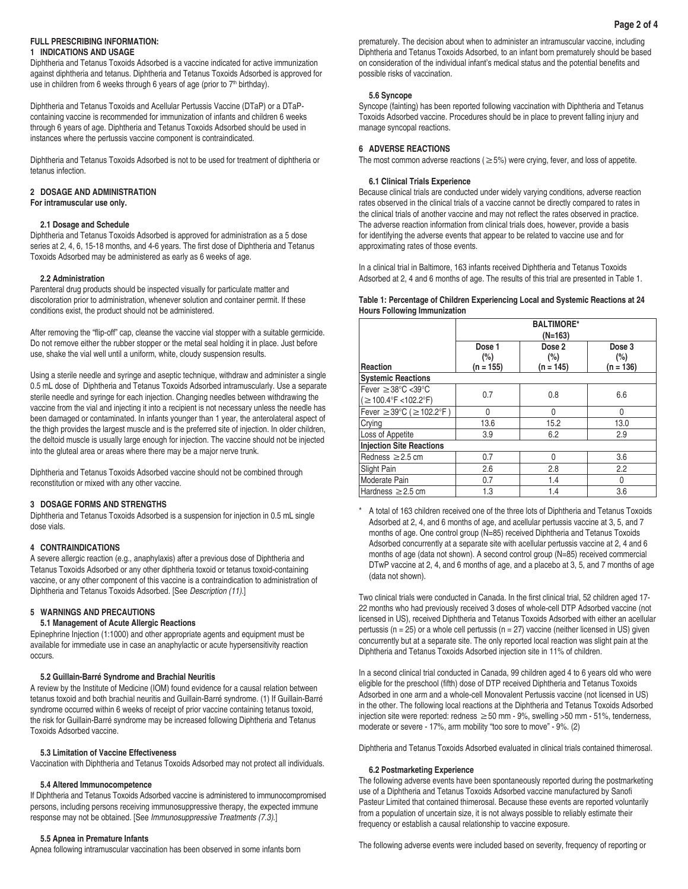## FULL PRESCRIBING INFORMATION:

## 1 INDICATIONS AND USAGE

Diphtheria and Tetanus Toxoids Adsorbed is a vaccine indicated for active immunization against diphtheria and tetanus. Diphtheria and Tetanus Toxoids Adsorbed is approved for use in children from 6 weeks through 6 years of age (prior to 7th birthday).

Diphtheria and Tetanus Toxoids and Acellular Pertussis Vaccine (DTaP) or a DTaP-containing vaccine is recommended for immunization of infants and children 6 weeks through 6 years of age. Diphtheria and Tetanus Toxoids Adsorbed should be used in instances where the pertussis vaccine component is contraindicated.

Diphtheria and Tetanus Toxoids Adsorbed is not to be used for treatment of diphtheria or tetanus infection.

## 2 DOSAGE AND ADMINISTRATION

**For intramuscular use only.**

### 2.1 Dosage and Schedule

Diphtheria and Tetanus Toxoids Adsorbed is approved for administration as a 5 dose series at 2, 4, 6, 15-18 months, and 4-6 years. The first dose of Diphtheria and Tetanus Toxoids Adsorbed may be administered as early as 6 weeks of age.

### 2.2 Administration

Parenteral drug products should be inspected visually for particulate matter and discoloration prior to administration, whenever solution and container permit. If these conditions exist, the product should not be administered.

After removing the "flip-off" cap, cleanse the vaccine vial stopper with a suitable germicide. Do not remove either the rubber stopper or the metal seal holding it in place. Just before use, shake the vial well until a uniform, white, cloudy suspension results.

Using a sterile needle and syringe and aseptic technique, withdraw and administer a single 0.5 mL dose of Diphtheria and Tetanus Toxoids Adsorbed intramuscularly. Use a separate sterile needle and syringe for each injection. Changing needles between withdrawing the vaccine from the vial and injecting it into a recipient is not necessary unless the needle has been damaged or contaminated. In infants younger than 1 year, the anterolateral aspect of the thigh provides the largest muscle and is the preferred site of injection. In older children, the deltoid muscle is usually large enough for injection. The vaccine should not be injected into the gluteal area or areas where there may be a major nerve trunk.

Diphtheria and Tetanus Toxoids Adsorbed vaccine should not be combined through reconstitution or mixed with any other vaccine.

## 3 DOSAGE FORMS AND STRENGTHS

Diphtheria and Tetanus Toxoids Adsorbed is a suspension for injection in 0.5 mL single dose vials.

## 4 CONTRAINDICATIONS

A severe allergic reaction (e.g., anaphylaxis) after a previous dose of Diphtheria and Tetanus Toxoids Adsorbed or any other diphtheria toxoid or tetanus toxoid-containing vaccine, or any other component of this vaccine is a contraindication to administration of Diphtheria and Tetanus Toxoids Adsorbed. [See *Description (11)*.]

## 5 WARNINGS AND PRECAUTIONS

### 5.1 Management of Acute Allergic Reactions

Epinephrine Injection (1:1000) and other appropriate agents and equipment must be available for immediate use in case an anaphylactic or acute hypersensitivity reaction occurs.

### 5.2 Guillain-Barré Syndrome and Brachial Neuritis

A review by the Institute of Medicine (IOM) found evidence for a causal relation between tetanus toxoid and both brachial neuritis and Guillain-Barré syndrome. (1) If Guillain-Barré syndrome occurred within 6 weeks of receipt of prior vaccine containing tetanus toxoid, the risk for Guillain-Barré syndrome may be increased following Diphtheria and Tetanus Toxoids Adsorbed vaccine.

### 5.3 Limitation of Vaccine Effectiveness

Vaccination with Diphtheria and Tetanus Toxoids Adsorbed may not protect all individuals.

### 5.4 Altered Immunocompetence

If Diphtheria and Tetanus Toxoids Adsorbed vaccine is administered to immunocompromised persons, including persons receiving immunosuppressive therapy, the expected immune response may not be obtained. [See *Immunosuppressive Treatments (7.3)*.]

### 5.5 Apnea in Premature Infants

Apnea following intramuscular vaccination has been observed in some infants born prematurely. The decision about when to administer an intramuscular vaccine, including Diphtheria and Tetanus Toxoids Adsorbed, to an infant born prematurely should be based on consideration of the individual infant's medical status and the potential benefits and possible risks of vaccination.

### 5.6 Syncope

Syncope (fainting) has been reported following vaccination with Diphtheria and Tetanus Toxoids Adsorbed vaccine. Procedures should be in place to prevent falling injury and manage syncopal reactions.

## 6 ADVERSE REACTIONS

The most common adverse reactions (≥5%) were crying, fever, and loss of appetite.

### 6.1 Clinical Trials Experience

Because clinical trials are conducted under widely varying conditions, adverse reaction rates observed in the clinical trials of a vaccine cannot be directly compared to rates in the clinical trials of another vaccine and may not reflect the rates observed in practice. The adverse reaction information from clinical trials does, however, provide a basis for identifying the adverse events that appear to be related to vaccine use and for approximating rates of those events.

In a clinical trial in Baltimore, 163 infants received Diphtheria and Tetanus Toxoids Adsorbed at 2, 4 and 6 months of age. The results of this trial are presented in Table 1.

**Table 1: Percentage of Children Experiencing Local and Systemic Reactions at 24 Hours Following Immunization**

| | BALTIMORE* (N=163) | | |
|---|---|---|---|
| Reaction | Dose 1 (%) (n = 155) | Dose 2 (%) (n = 145) | Dose 3 (%) (n = 136) |
| **Systemic Reactions** | | | |
| Fever ≥38°C <39°C (≥100.4°F <102.2°F) | 0.7 | 0.8 | 6.6 |
| Fever ≥39°C (≥102.2°F) | 0 | 0 | 0 |
| Crying | 13.6 | 15.2 | 13.0 |
| Loss of Appetite | 3.9 | 6.2 | 2.9 |
| **Injection Site Reactions** | | | |
| Redness ≥2.5 cm | 0.7 | 0 | 3.6 |
| Slight Pain | 2.6 | 2.8 | 2.2 |
| Moderate Pain | 0.7 | 1.4 | 0 |
| Hardness ≥2.5 cm | 1.3 | 1.4 | 3.6 |

\* A total of 163 children received one of the three lots of Diphtheria and Tetanus Toxoids Adsorbed at 2, 4, and 6 months of age, and acellular pertussis vaccine at 3, 5, and 7 months of age. One control group (N=85) received Diphtheria and Tetanus Toxoids Adsorbed concurrently at a separate site with acellular pertussis vaccine at 2, 4 and 6 months of age (data not shown). A second control group (N=85) received commercial DTwP vaccine at 2, 4, and 6 months of age, and a placebo at 3, 5, and 7 months of age (data not shown).

Two clinical trials were conducted in Canada. In the first clinical trial, 52 children aged 17-22 months who had previously received 3 doses of whole-cell DTP Adsorbed vaccine (not licensed in US), received Diphtheria and Tetanus Toxoids Adsorbed with either an acellular pertussis (n = 25) or a whole cell pertussis (n = 27) vaccine (neither licensed in US) given concurrently but at a separate site. The only reported local reaction was slight pain at the Diphtheria and Tetanus Toxoids Adsorbed injection site in 11% of children.

In a second clinical trial conducted in Canada, 99 children aged 4 to 6 years old who were eligible for the preschool (fifth) dose of DTP received Diphtheria and Tetanus Toxoids Adsorbed in one arm and a whole-cell Monovalent Pertussis vaccine (not licensed in US) in the other. The following local reactions at the Diphtheria and Tetanus Toxoids Adsorbed injection site were reported: redness ≥50 mm - 9%, swelling >50 mm - 51%, tenderness, moderate or severe - 17%, arm mobility "too sore to move" - 9%. (2)

Diphtheria and Tetanus Toxoids Adsorbed evaluated in clinical trials contained thimerosal.

### 6.2 Postmarketing Experience

The following adverse events have been spontaneously reported during the postmarketing use of a Diphtheria and Tetanus Toxoids Adsorbed vaccine manufactured by Sanofi Pasteur Limited that contained thimerosal. Because these events are reported voluntarily from a population of uncertain size, it is not always possible to reliably estimate their frequency or establish a causal relationship to vaccine exposure.

The following adverse events were included based on severity, frequency of reporting or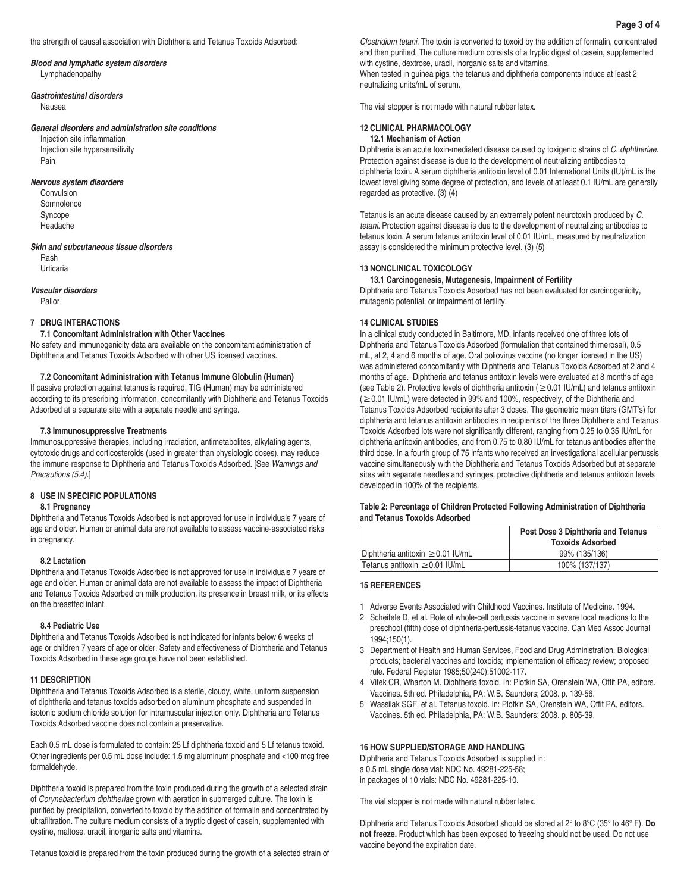the strength of causal association with Diphtheria and Tetanus Toxoids Adsorbed:

***Blood and lymphatic system disorders***

Lymphadenopathy

***Gastrointestinal disorders***

Nausea

***General disorders and administration site conditions***

Injection site inflammation
Injection site hypersensitivity
Pain

***Nervous system disorders***

Convulsion
Somnolence
Syncope
Headache

***Skin and subcutaneous tissue disorders***

Rash
Urticaria

***Vascular disorders***

Pallor

## 7 DRUG INTERACTIONS

### 7.1 Concomitant Administration with Other Vaccines

No safety and immunogenicity data are available on the concomitant administration of Diphtheria and Tetanus Toxoids Adsorbed with other US licensed vaccines.

### 7.2 Concomitant Administration with Tetanus Immune Globulin (Human)

If passive protection against tetanus is required, TIG (Human) may be administered according to its prescribing information, concomitantly with Diphtheria and Tetanus Toxoids Adsorbed at a separate site with a separate needle and syringe.

### 7.3 Immunosuppressive Treatments

Immunosuppressive therapies, including irradiation, antimetabolites, alkylating agents, cytotoxic drugs and corticosteroids (used in greater than physiologic doses), may reduce the immune response to Diphtheria and Tetanus Toxoids Adsorbed. [See *Warnings and Precautions (5.4)*.]

## 8 USE IN SPECIFIC POPULATIONS

### 8.1 Pregnancy

Diphtheria and Tetanus Toxoids Adsorbed is not approved for use in individuals 7 years of age and older. Human or animal data are not available to assess vaccine-associated risks in pregnancy.

### 8.2 Lactation

Diphtheria and Tetanus Toxoids Adsorbed is not approved for use in individuals 7 years of age and older. Human or animal data are not available to assess the impact of Diphtheria and Tetanus Toxoids Adsorbed on milk production, its presence in breast milk, or its effects on the breastfed infant.

### 8.4 Pediatric Use

Diphtheria and Tetanus Toxoids Adsorbed is not indicated for infants below 6 weeks of age or children 7 years of age or older. Safety and effectiveness of Diphtheria and Tetanus Toxoids Adsorbed in these age groups have not been established.

## 11 DESCRIPTION

Diphtheria and Tetanus Toxoids Adsorbed is a sterile, cloudy, white, uniform suspension of diphtheria and tetanus toxoids adsorbed on aluminum phosphate and suspended in isotonic sodium chloride solution for intramuscular injection only. Diphtheria and Tetanus Toxoids Adsorbed vaccine does not contain a preservative.

Each 0.5 mL dose is formulated to contain: 25 Lf diphtheria toxoid and 5 Lf tetanus toxoid. Other ingredients per 0.5 mL dose include: 1.5 mg aluminum phosphate and <100 mcg free formaldehyde.

Diphtheria toxoid is prepared from the toxin produced during the growth of a selected strain of *Corynebacterium diphtheriae* grown with aeration in submerged culture. The toxin is purified by precipitation, converted to toxoid by the addition of formalin and concentrated by ultrafiltration. The culture medium consists of a tryptic digest of casein, supplemented with cystine, maltose, uracil, inorganic salts and vitamins.

Tetanus toxoid is prepared from the toxin produced during the growth of a selected strain of *Clostridium tetani*. The toxin is converted to toxoid by the addition of formalin, concentrated and then purified. The culture medium consists of a tryptic digest of casein, supplemented with cystine, dextrose, uracil, inorganic salts and vitamins.
When tested in guinea pigs, the tetanus and diphtheria components induce at least 2 neutralizing units/mL of serum.

The vial stopper is not made with natural rubber latex.

## 12 CLINICAL PHARMACOLOGY

### 12.1 Mechanism of Action

Diphtheria is an acute toxin-mediated disease caused by toxigenic strains of *C. diphtheriae*. Protection against disease is due to the development of neutralizing antibodies to diphtheria toxin. A serum diphtheria antitoxin level of 0.01 International Units (IU)/mL is the lowest level giving some degree of protection, and levels of at least 0.1 IU/mL are generally regarded as protective. (3) (4)

Tetanus is an acute disease caused by an extremely potent neurotoxin produced by *C. tetani*. Protection against disease is due to the development of neutralizing antibodies to tetanus toxin. A serum tetanus antitoxin level of 0.01 IU/mL, measured by neutralization assay is considered the minimum protective level. (3) (5)

## 13 NONCLINICAL TOXICOLOGY

### 13.1 Carcinogenesis, Mutagenesis, Impairment of Fertility

Diphtheria and Tetanus Toxoids Adsorbed has not been evaluated for carcinogenicity, mutagenic potential, or impairment of fertility.

## 14 CLINICAL STUDIES

In a clinical study conducted in Baltimore, MD, infants received one of three lots of Diphtheria and Tetanus Toxoids Adsorbed (formulation that contained thimerosal), 0.5 mL, at 2, 4 and 6 months of age. Oral poliovirus vaccine (no longer licensed in the US) was administered concomitantly with Diphtheria and Tetanus Toxoids Adsorbed at 2 and 4 months of age. Diphtheria and tetanus antitoxin levels were evaluated at 8 months of age (see Table 2). Protective levels of diphtheria antitoxin ( $\geq$0.01 IU/mL) and tetanus antitoxin ( $\geq$0.01 IU/mL) were detected in 99% and 100%, respectively, of the Diphtheria and Tetanus Toxoids Adsorbed recipients after 3 doses. The geometric mean titers (GMT's) for diphtheria and tetanus antitoxin antibodies in recipients of the three Diphtheria and Tetanus Toxoids Adsorbed lots were not significantly different, ranging from 0.25 to 0.35 IU/mL for diphtheria antitoxin antibodies, and from 0.75 to 0.80 IU/mL for tetanus antibodies after the third dose. In a fourth group of 75 infants who received an investigational acellular pertussis vaccine simultaneously with the Diphtheria and Tetanus Toxoids Adsorbed but at separate sites with separate needles and syringes, protective diphtheria and tetanus antitoxin levels developed in 100% of the recipients.

**Table 2: Percentage of Children Protected Following Administration of Diphtheria and Tetanus Toxoids Adsorbed**

| | Post Dose 3 Diphtheria and Tetanus Toxoids Adsorbed |
|---|---|
| Diphtheria antitoxin $\geq$0.01 IU/mL | 99% (135/136) |
| Tetanus antitoxin $\geq$0.01 IU/mL | 100% (137/137) |

## 15 REFERENCES

1. Adverse Events Associated with Childhood Vaccines. Institute of Medicine. 1994.
2. Scheifele D, et al. Role of whole-cell pertussis vaccine in severe local reactions to the preschool (fifth) dose of diphtheria-pertussis-tetanus vaccine. Can Med Assoc Journal 1994;150(1).
3. Department of Health and Human Services, Food and Drug Administration. Biological products; bacterial vaccines and toxoids; implementation of efficacy review; proposed rule. Federal Register 1985;50(240):51002-117.
4. Vitek CR, Wharton M. Diphtheria toxoid. In: Plotkin SA, Orenstein WA, Offit PA, editors. Vaccines. 5th ed. Philadelphia, PA: W.B. Saunders; 2008. p. 139-56.
5. Wassilak SGF, et al. Tetanus toxoid. In: Plotkin SA, Orenstein WA, Offit PA, editors. Vaccines. 5th ed. Philadelphia, PA: W.B. Saunders; 2008. p. 805-39.

## 16 HOW SUPPLIED/STORAGE AND HANDLING

Diphtheria and Tetanus Toxoids Adsorbed is supplied in:
a 0.5 mL single dose vial: NDC No. 49281-225-58;
in packages of 10 vials: NDC No. 49281-225-10.

The vial stopper is not made with natural rubber latex.

Diphtheria and Tetanus Toxoids Adsorbed should be stored at 2° to 8°C (35° to 46° F). **Do not freeze.** Product which has been exposed to freezing should not be used. Do not use vaccine beyond the expiration date.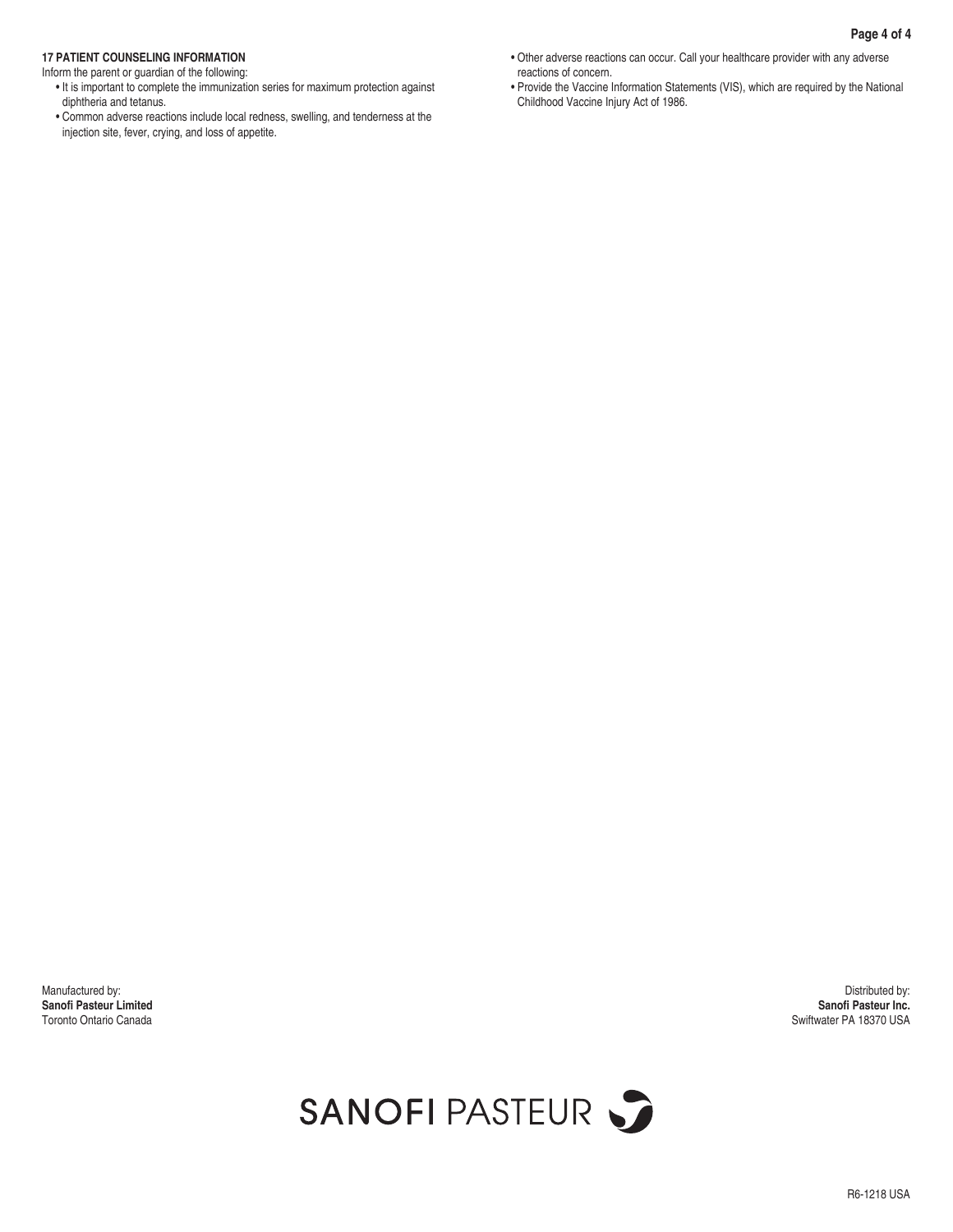## 17 PATIENT COUNSELING INFORMATION

Inform the parent or guardian of the following:

- It is important to complete the immunization series for maximum protection against diphtheria and tetanus.
- Common adverse reactions include local redness, swelling, and tenderness at the injection site, fever, crying, and loss of appetite.
- Other adverse reactions can occur. Call your healthcare provider with any adverse reactions of concern.
- Provide the Vaccine Information Statements (VIS), which are required by the National Childhood Vaccine Injury Act of 1986.

Manufactured by:
**Sanofi Pasteur Limited**
Toronto Ontario Canada

Distributed by:
**Sanofi Pasteur Inc.**
Swiftwater PA 18370 USA

SANOFI PASTEUR

R6-1218 USA